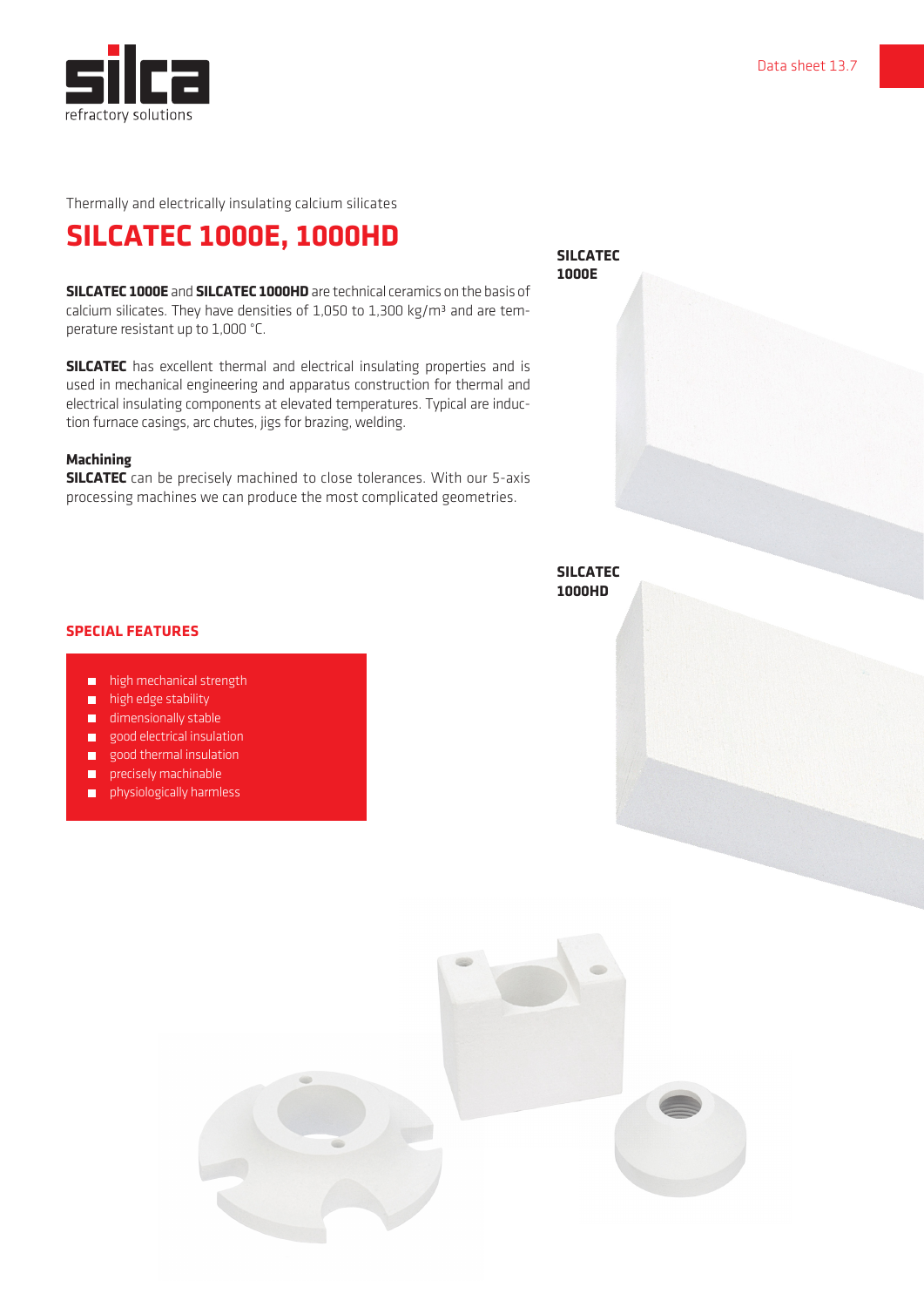Thermally and electrically insulating calcium silicates

# SILCATEC 1000E, 1000HD

**SILCATEC 1000E** and **SILCATEC 1000HD** are technical ceramics on the basis of calcium silicates. They have densities of 1,050 to 1,300 kg/m³ and are temperature resistant up to 1,000 °C.

**SILCATEC** has excellent thermal and electrical insulating properties and is used in mechanical engineering and apparatus construction for thermal and electrical insulating components at elevated temperatures. Typical are induction furnace casings, arc chutes, jigs for brazing, welding.

### Machining

**SILCATEC** can be precisely machined to close tolerances. With our 5-axis processing machines we can produce the most complicated geometries.

**SILCATEC 1000E**

**SILCATEC 1000HD**

## SPECIAL FEATURES

- high mechanical strength
- high edge stability
- dimensionally stable
- good electrical insulation
- good thermal insulation
- precisely machinable
- physiologically harmless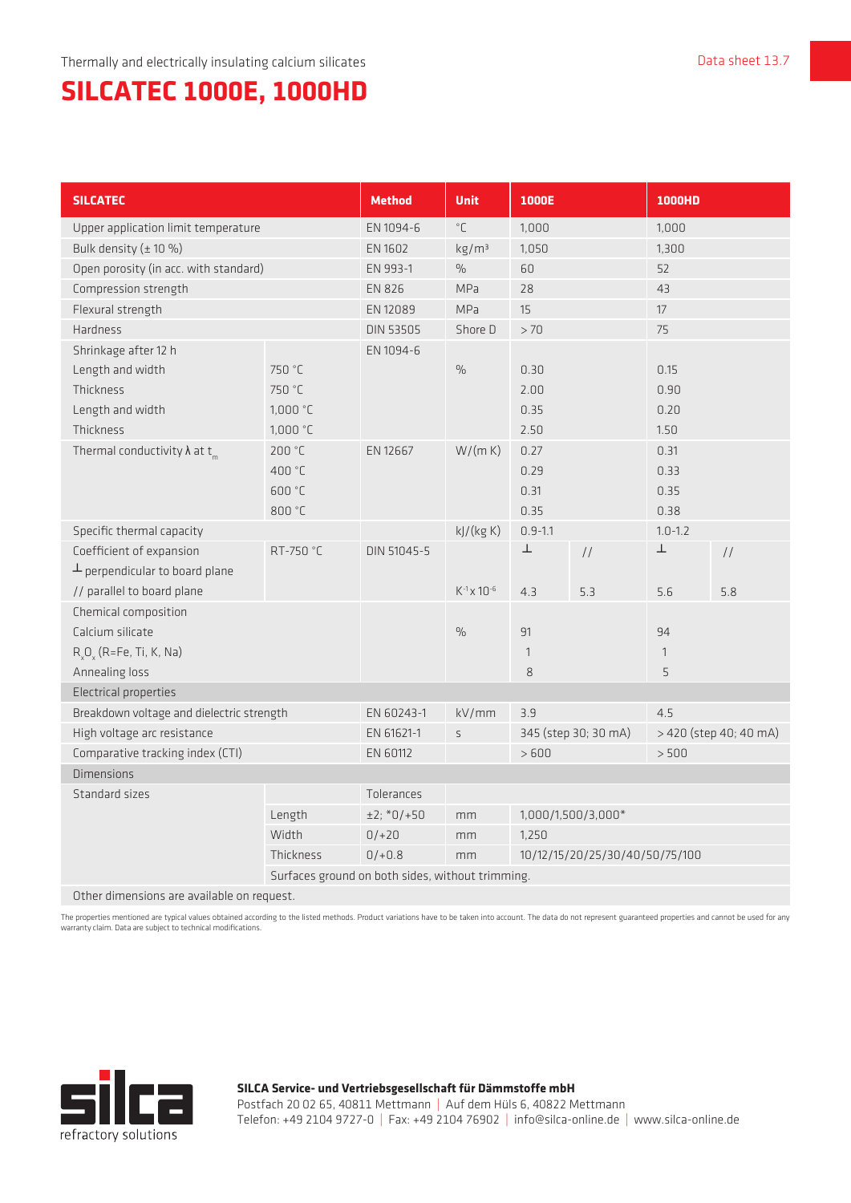Thermally and electrically insulating calcium silicates

Data sheet 13.7

# SILCATEC 1000E, 1000HD

| SILCATEC | | Method | Unit | 1000E | | 1000HD | |
|---|---|---|---|---|---|---|---|
| Upper application limit temperature | | EN 1094-6 | °C | 1,000 | | 1,000 | |
| Bulk density (± 10 %) | | EN 1602 | kg/m³ | 1,050 | | 1,300 | |
| Open porosity (in acc. with standard) | | EN 993-1 | % | 60 | | 52 | |
| Compression strength | | EN 826 | MPa | 28 | | 43 | |
| Flexural strength | | EN 12089 | MPa | 15 | | 17 | |
| Hardness | | DIN 53505 | Shore D | > 70 | | 75 | |
| Shrinkage after 12 h | | EN 1094-6 | | | | | |
| Length and width | 750 °C | | % | 0.30 | | 0.15 | |
| Thickness | 750 °C | | | 2.00 | | 0.90 | |
| Length and width | 1,000 °C | | | 0.35 | | 0.20 | |
| Thickness | 1,000 °C | | | 2.50 | | 1.50 | |
| Thermal conductivity λ at $t_m$ | 200 °C | EN 12667 | W/(m K) | 0.27 | | 0.31 | |
| | 400 °C | | | 0.29 | | 0.33 | |
| | 600 °C | | | 0.31 | | 0.35 | |
| | 800 °C | | | 0.35 | | 0.38 | |
| Specific thermal capacity | | | kJ/(kg K) | 0.9-1.1 | | 1.0-1.2 | |
| Coefficient of expansion | RT-750 °C | DIN 51045-5 | | ⊥ | // | ⊥ | // |
| ⊥ perpendicular to board plane | | | | | | | |
| // parallel to board plane | | | $K^{-1} x 10^{-6}$ | 4.3 | 5.3 | 5.6 | 5.8 |
| Chemical composition | | | | | | | |
| Calcium silicate | | | % | 91 | | 94 | |
| $R_xO_x$ (R=Fe, Ti, K, Na) | | | | 1 | | 1 | |
| Annealing loss | | | | 8 | | 5 | |
| Electrical properties | | | | | | | |
| Breakdown voltage and dielectric strength | | EN 60243-1 | kV/mm | 3.9 | | 4.5 | |
| High voltage arc resistance | | EN 61621-1 | s | 345 (step 30; 30 mA) | | > 420 (step 40; 40 mA) | |
| Comparative tracking index (CTI) | | EN 60112 | | > 600 | | > 500 | |
| Dimensions | | | | | | | |
| Standard sizes | | Tolerances | | | | | |
| | Length | ±2; *0/+50 | mm | 1,000/1,500/3,000* | | | |
| | Width | 0/+20 | mm | 1,250 | | | |
| | Thickness | 0/+0.8 | mm | 10/12/15/20/25/30/40/50/75/100 | | | |
| | Surfaces ground on both sides, without trimming. | | | | | | |
| Other dimensions are available on request. | | | | | | | |

The properties mentioned are typical values obtained according to the listed methods. Product variations have to be taken into account. The data do not represent guaranteed properties and cannot be used for any warranty claim. Data are subject to technical modifications.

silca refractory solutions

**SILCA Service- und Vertriebsgesellschaft für Dämmstoffe mbH**
Postfach 20 02 65, 40811 Mettmann | Auf dem Hüls 6, 40822 Mettmann
Telefon: +49 2104 9727-0 | Fax: +49 2104 76902 | info@silca-online.de | www.silca-online.de